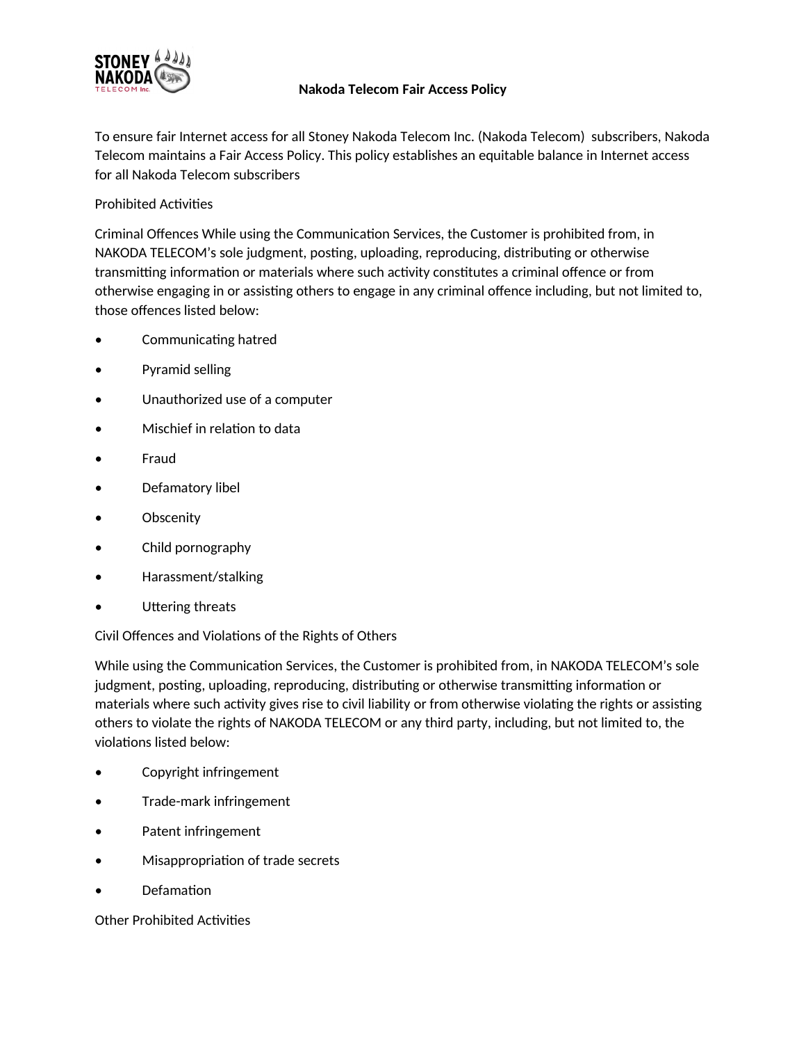# Nakoda Telecom Fair Access Policy

To ensure fair Internet access for all Stoney Nakoda Telecom Inc. (Nakoda Telecom) subscribers, Nakoda Telecom maintains a Fair Access Policy. This policy establishes an equitable balance in Internet access for all Nakoda Telecom subscribers

## Prohibited Activities

Criminal Offences While using the Communication Services, the Customer is prohibited from, in NAKODA TELECOM's sole judgment, posting, uploading, reproducing, distributing or otherwise transmitting information or materials where such activity constitutes a criminal offence or from otherwise engaging in or assisting others to engage in any criminal offence including, but not limited to, those offences listed below:

- Communicating hatred
- Pyramid selling
- Unauthorized use of a computer
- Mischief in relation to data
- Fraud
- Defamatory libel
- Obscenity
- Child pornography
- Harassment/stalking
- Uttering threats

## Civil Offences and Violations of the Rights of Others

While using the Communication Services, the Customer is prohibited from, in NAKODA TELECOM's sole judgment, posting, uploading, reproducing, distributing or otherwise transmitting information or materials where such activity gives rise to civil liability or from otherwise violating the rights or assisting others to violate the rights of NAKODA TELECOM or any third party, including, but not limited to, the violations listed below:

- Copyright infringement
- Trade-mark infringement
- Patent infringement
- Misappropriation of trade secrets
- Defamation

## Other Prohibited Activities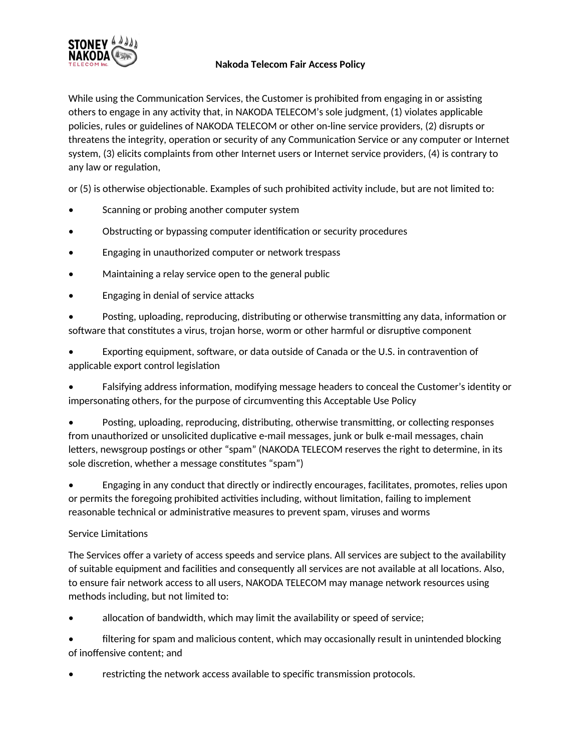# Nakoda Telecom Fair Access Policy

While using the Communication Services, the Customer is prohibited from engaging in or assisting others to engage in any activity that, in NAKODA TELECOM's sole judgment, (1) violates applicable policies, rules or guidelines of NAKODA TELECOM or other on-line service providers, (2) disrupts or threatens the integrity, operation or security of any Communication Service or any computer or Internet system, (3) elicits complaints from other Internet users or Internet service providers, (4) is contrary to any law or regulation,

or (5) is otherwise objectionable. Examples of such prohibited activity include, but are not limited to:

- Scanning or probing another computer system
- Obstructing or bypassing computer identification or security procedures
- Engaging in unauthorized computer or network trespass
- Maintaining a relay service open to the general public
- Engaging in denial of service attacks
- Posting, uploading, reproducing, distributing or otherwise transmitting any data, information or software that constitutes a virus, trojan horse, worm or other harmful or disruptive component
- Exporting equipment, software, or data outside of Canada or the U.S. in contravention of applicable export control legislation
- Falsifying address information, modifying message headers to conceal the Customer's identity or impersonating others, for the purpose of circumventing this Acceptable Use Policy
- Posting, uploading, reproducing, distributing, otherwise transmitting, or collecting responses from unauthorized or unsolicited duplicative e-mail messages, junk or bulk e-mail messages, chain letters, newsgroup postings or other "spam" (NAKODA TELECOM reserves the right to determine, in its sole discretion, whether a message constitutes "spam")
- Engaging in any conduct that directly or indirectly encourages, facilitates, promotes, relies upon or permits the foregoing prohibited activities including, without limitation, failing to implement reasonable technical or administrative measures to prevent spam, viruses and worms

Service Limitations

The Services offer a variety of access speeds and service plans. All services are subject to the availability of suitable equipment and facilities and consequently all services are not available at all locations. Also, to ensure fair network access to all users, NAKODA TELECOM may manage network resources using methods including, but not limited to:

- allocation of bandwidth, which may limit the availability or speed of service;
- filtering for spam and malicious content, which may occasionally result in unintended blocking of inoffensive content; and
- restricting the network access available to specific transmission protocols.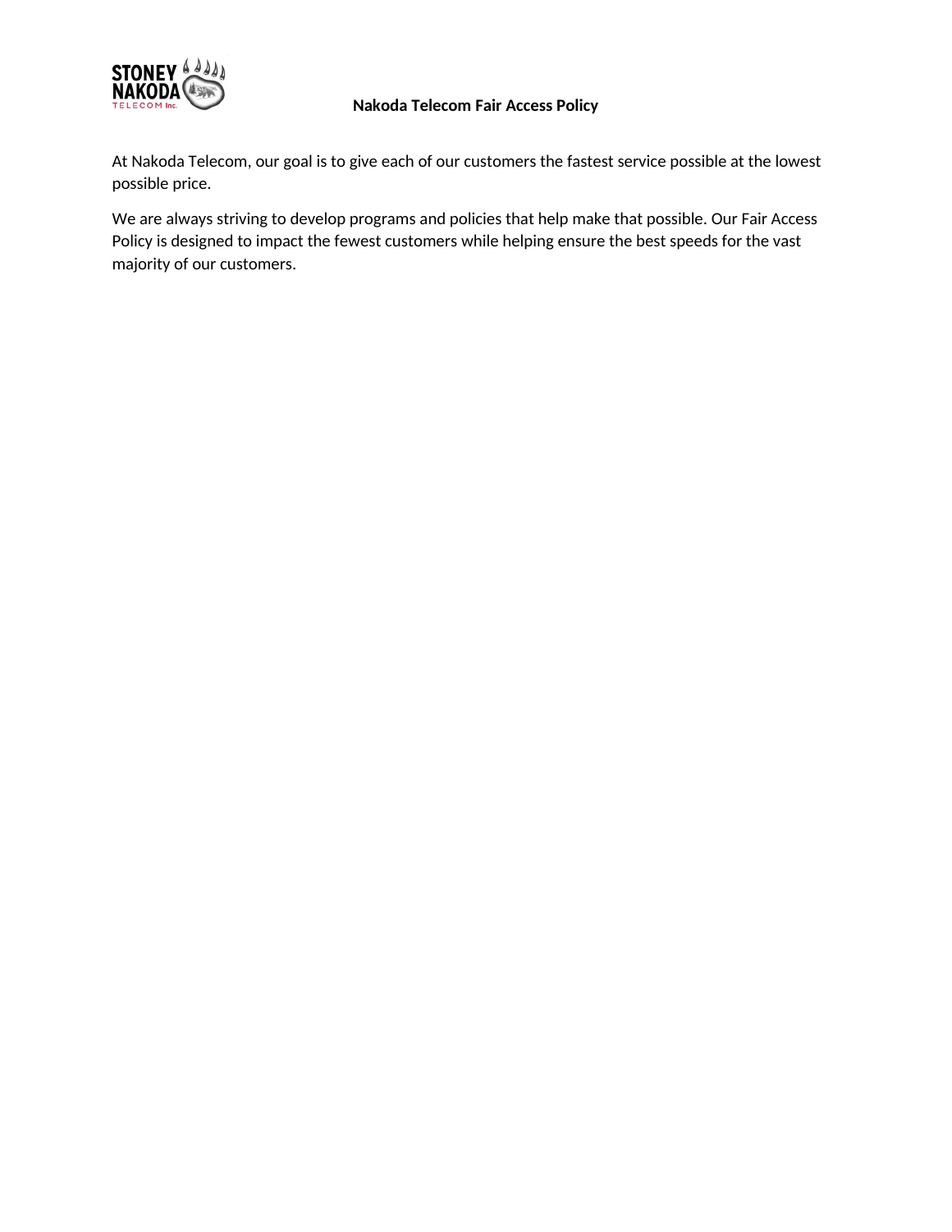**Nakoda Telecom Fair Access Policy**

At Nakoda Telecom, our goal is to give each of our customers the fastest service possible at the lowest possible price.

We are always striving to develop programs and policies that help make that possible. Our Fair Access Policy is designed to impact the fewest customers while helping ensure the best speeds for the vast majority of our customers.